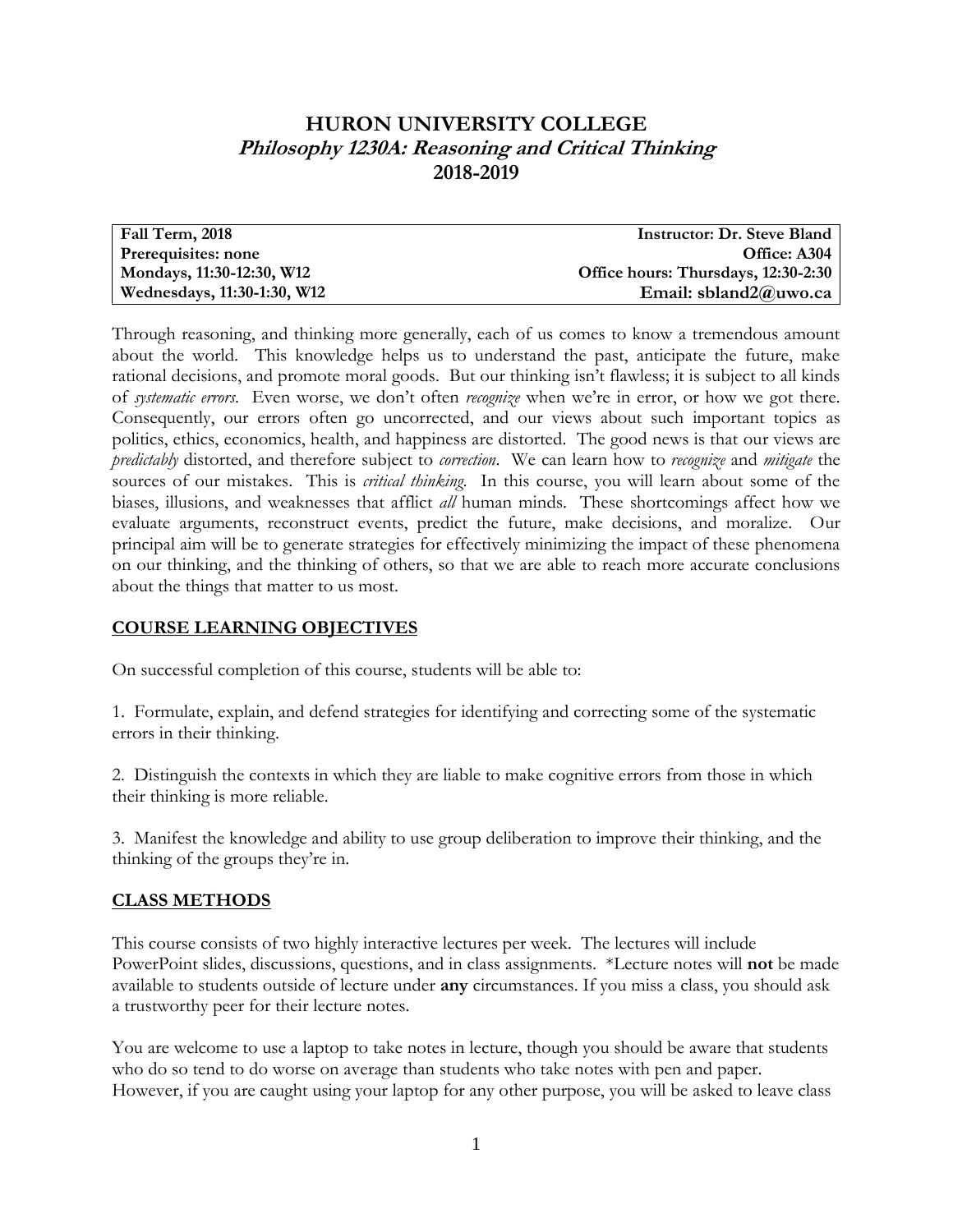# HURON UNIVERSITY COLLEGE
## *Philosophy 1230A: Reasoning and Critical Thinking*
## 2018-2019

| **Fall Term, 2018** | **Instructor: Dr. Steve Bland** |
|---|---|
| **Prerequisites: none** | **Office: A304** |
| **Mondays, 11:30-12:30, W12** | **Office hours: Thursdays, 12:30-2:30** |
| **Wednesdays, 11:30-1:30, W12** | **Email: sbland2@uwo.ca** |

Through reasoning, and thinking more generally, each of us comes to know a tremendous amount about the world. This knowledge helps us to understand the past, anticipate the future, make rational decisions, and promote moral goods. But our thinking isn't flawless; it is subject to all kinds of *systematic errors*. Even worse, we don't often *recognize* when we're in error, or how we got there. Consequently, our errors often go uncorrected, and our views about such important topics as politics, ethics, economics, health, and happiness are distorted. The good news is that our views are *predictably* distorted, and therefore subject to *correction*. We can learn how to *recognize* and *mitigate* the sources of our mistakes. This is *critical thinking*. In this course, you will learn about some of the biases, illusions, and weaknesses that afflict *all* human minds. These shortcomings affect how we evaluate arguments, reconstruct events, predict the future, make decisions, and moralize. Our principal aim will be to generate strategies for effectively minimizing the impact of these phenomena on our thinking, and the thinking of others, so that we are able to reach more accurate conclusions about the things that matter to us most.

## COURSE LEARNING OBJECTIVES

On successful completion of this course, students will be able to:

1. Formulate, explain, and defend strategies for identifying and correcting some of the systematic errors in their thinking.

2. Distinguish the contexts in which they are liable to make cognitive errors from those in which their thinking is more reliable.

3. Manifest the knowledge and ability to use group deliberation to improve their thinking, and the thinking of the groups they're in.

## CLASS METHODS

This course consists of two highly interactive lectures per week. The lectures will include PowerPoint slides, discussions, questions, and in class assignments. *Lecture notes will **not** be made available to students outside of lecture under **any** circumstances. If you miss a class, you should ask a trustworthy peer for their lecture notes.

You are welcome to use a laptop to take notes in lecture, though you should be aware that students who do so tend to do worse on average than students who take notes with pen and paper. However, if you are caught using your laptop for any other purpose, you will be asked to leave class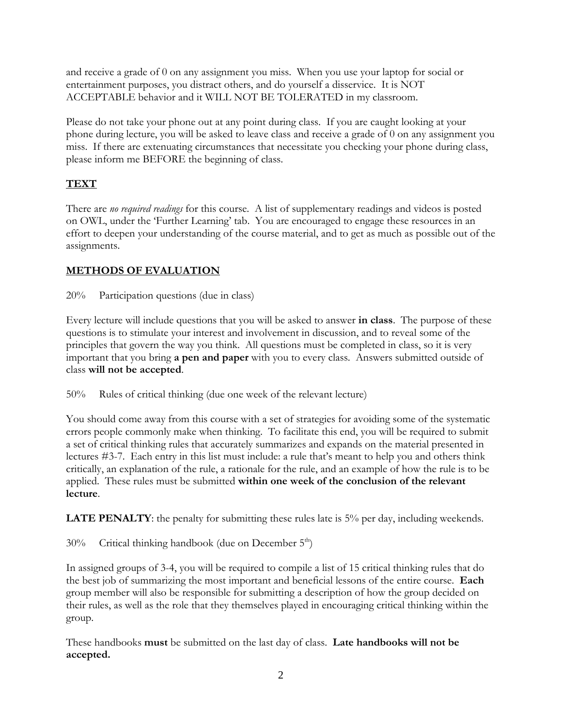and receive a grade of 0 on any assignment you miss. When you use your laptop for social or entertainment purposes, you distract others, and do yourself a disservice. It is NOT ACCEPTABLE behavior and it WILL NOT BE TOLERATED in my classroom.

Please do not take your phone out at any point during class. If you are caught looking at your phone during lecture, you will be asked to leave class and receive a grade of 0 on any assignment you miss. If there are extenuating circumstances that necessitate you checking your phone during class, please inform me BEFORE the beginning of class.

## TEXT

There are *no required readings* for this course. A list of supplementary readings and videos is posted on OWL, under the 'Further Learning' tab. You are encouraged to engage these resources in an effort to deepen your understanding of the course material, and to get as much as possible out of the assignments.

## METHODS OF EVALUATION

20% Participation questions (due in class)

Every lecture will include questions that you will be asked to answer **in class**. The purpose of these questions is to stimulate your interest and involvement in discussion, and to reveal some of the principles that govern the way you think. All questions must be completed in class, so it is very important that you bring **a pen and paper** with you to every class. Answers submitted outside of class **will not be accepted**.

50% Rules of critical thinking (due one week of the relevant lecture)

You should come away from this course with a set of strategies for avoiding some of the systematic errors people commonly make when thinking. To facilitate this end, you will be required to submit a set of critical thinking rules that accurately summarizes and expands on the material presented in lectures #3-7. Each entry in this list must include: a rule that's meant to help you and others think critically, an explanation of the rule, a rationale for the rule, and an example of how the rule is to be applied. These rules must be submitted **within one week of the conclusion of the relevant lecture**.

**LATE PENALTY**: the penalty for submitting these rules late is 5% per day, including weekends.

30% Critical thinking handbook (due on December 5th)

In assigned groups of 3-4, you will be required to compile a list of 15 critical thinking rules that do the best job of summarizing the most important and beneficial lessons of the entire course. **Each** group member will also be responsible for submitting a description of how the group decided on their rules, as well as the role that they themselves played in encouraging critical thinking within the group.

These handbooks **must** be submitted on the last day of class. **Late handbooks will not be accepted.**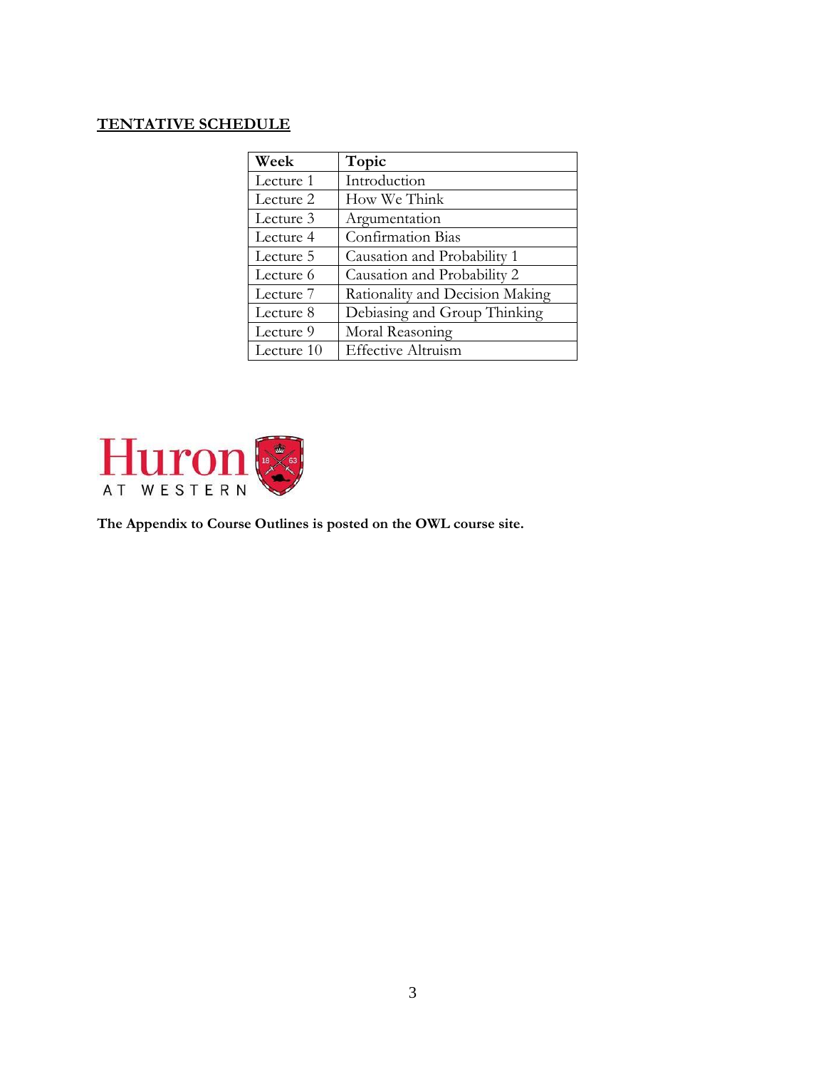**TENTATIVE SCHEDULE**

| Week | Topic |
|---|---|
| Lecture 1 | Introduction |
| Lecture 2 | How We Think |
| Lecture 3 | Argumentation |
| Lecture 4 | Confirmation Bias |
| Lecture 5 | Causation and Probability 1 |
| Lecture 6 | Causation and Probability 2 |
| Lecture 7 | Rationality and Decision Making |
| Lecture 8 | Debiasing and Group Thinking |
| Lecture 9 | Moral Reasoning |
| Lecture 10 | Effective Altruism |

Huron AT WESTERN

**The Appendix to Course Outlines is posted on the OWL course site.**